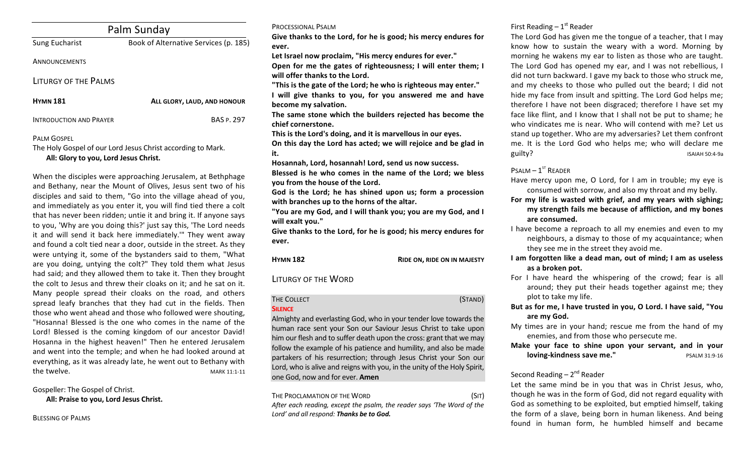# Palm Sunday

Sung Eucharist — Book of Alternative Services (p. 185)

ANNOUNCEMENTS

## LITURGY OF THE PALMS

**HYMN 181** — **ALL GLORY, LAUD, AND HONOUR**

INTRODUCTION AND PRAYER — BAS P. 297

PALM GOSPEL

The Holy Gospel of our Lord Jesus Christ according to Mark.

**All: Glory to you, Lord Jesus Christ.**

When the disciples were approaching Jerusalem, at Bethphage and Bethany, near the Mount of Olives, Jesus sent two of his disciples and said to them, "Go into the village ahead of you, and immediately as you enter it, you will find tied there a colt that has never been ridden; untie it and bring it. If anyone says to you, 'Why are you doing this?' just say this, 'The Lord needs it and will send it back here immediately.'" They went away and found a colt tied near a door, outside in the street. As they were untying it, some of the bystanders said to them, "What are you doing, untying the colt?" They told them what Jesus had said; and they allowed them to take it. Then they brought the colt to Jesus and threw their cloaks on it; and he sat on it. Many people spread their cloaks on the road, and others spread leafy branches that they had cut in the fields. Then those who went ahead and those who followed were shouting, "Hosanna! Blessed is the one who comes in the name of the Lord! Blessed is the coming kingdom of our ancestor David! Hosanna in the highest heaven!" Then he entered Jerusalem and went into the temple; and when he had looked around at everything, as it was already late, he went out to Bethany with the twelve. MARK 11:1-11

Gospeller: The Gospel of Christ.

**All: Praise to you, Lord Jesus Christ.**

BLESSING OF PALMS

PROCESSIONAL PSALM

**Give thanks to the Lord, for he is good; his mercy endures for ever.**

**Let Israel now proclaim, "His mercy endures for ever."**

**Open for me the gates of righteousness; I will enter them; I will offer thanks to the Lord.**

**"This is the gate of the Lord; he who is righteous may enter."**

**I will give thanks to you, for you answered me and have become my salvation.**

**The same stone which the builders rejected has become the chief cornerstone.**

**This is the Lord's doing, and it is marvellous in our eyes.**

**On this day the Lord has acted; we will rejoice and be glad in it.**

**Hosannah, Lord, hosannah! Lord, send us now success.**

**Blessed is he who comes in the name of the Lord; we bless you from the house of the Lord.**

**God is the Lord; he has shined upon us; form a procession with branches up to the horns of the altar.**

**"You are my God, and I will thank you; you are my God, and I will exalt you."**

**Give thanks to the Lord, for he is good; his mercy endures for ever.**

**HYMN 182** — **RIDE ON, RIDE ON IN MAJESTY**

## LITURGY OF THE WORD

THE COLLECT (STAND)

**SILENCE**

Almighty and everlasting God, who in your tender love towards the human race sent your Son our Saviour Jesus Christ to take upon him our flesh and to suffer death upon the cross: grant that we may follow the example of his patience and humility, and also be made partakers of his resurrection; through Jesus Christ your Son our Lord, who is alive and reigns with you, in the unity of the Holy Spirit, one God, now and for ever. **Amen**

THE PROCLAMATION OF THE WORD (SIT)

*After each reading, except the psalm, the reader says 'The Word of the Lord' and all respond:* ***Thanks be to God.***

First Reading – 1st Reader

The Lord God has given me the tongue of a teacher, that I may know how to sustain the weary with a word. Morning by morning he wakens my ear to listen as those who are taught. The Lord God has opened my ear, and I was not rebellious, I did not turn backward. I gave my back to those who struck me, and my cheeks to those who pulled out the beard; I did not hide my face from insult and spitting. The Lord God helps me; therefore I have not been disgraced; therefore I have set my face like flint, and I know that I shall not be put to shame; he who vindicates me is near. Who will contend with me? Let us stand up together. Who are my adversaries? Let them confront me. It is the Lord God who helps me; who will declare me guilty? ISAIAH 50:4-9a

PSALM – 1ST READER

Have mercy upon me, O Lord, for I am in trouble; my eye is consumed with sorrow, and also my throat and my belly.

**For my life is wasted with grief, and my years with sighing; my strength fails me because of affliction, and my bones are consumed.**

I have become a reproach to all my enemies and even to my neighbours, a dismay to those of my acquaintance; when they see me in the street they avoid me.

**I am forgotten like a dead man, out of mind; I am as useless as a broken pot.**

For I have heard the whispering of the crowd; fear is all around; they put their heads together against me; they plot to take my life.

**But as for me, I have trusted in you, O Lord. I have said, "You are my God.**

My times are in your hand; rescue me from the hand of my enemies, and from those who persecute me.

**Make your face to shine upon your servant, and in your loving-kindness save me."** PSALM 31:9-16

Second Reading – 2nd Reader

Let the same mind be in you that was in Christ Jesus, who, though he was in the form of God, did not regard equality with God as something to be exploited, but emptied himself, taking the form of a slave, being born in human likeness. And being found in human form, he humbled himself and became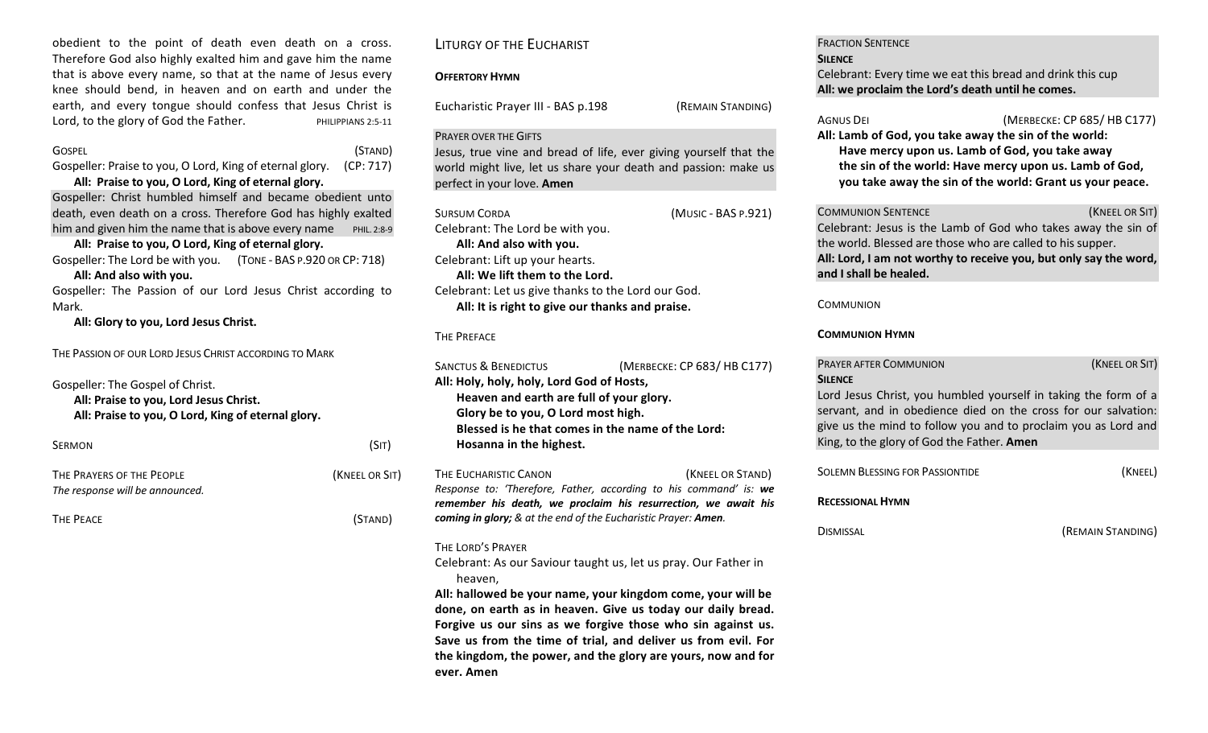obedient to the point of death even death on a cross. Therefore God also highly exalted him and gave him the name that is above every name, so that at the name of Jesus every knee should bend, in heaven and on earth and under the earth, and every tongue should confess that Jesus Christ is Lord, to the glory of God the Father. PHILIPPIANS 2:5-11

GOSPEL (STAND)

Gospeller: Praise to you, O Lord, King of eternal glory. (CP: 717)

**All: Praise to you, O Lord, King of eternal glory.**

Gospeller: Christ humbled himself and became obedient unto death, even death on a cross. Therefore God has highly exalted him and given him the name that is above every name PHIL. 2:8-9

**All: Praise to you, O Lord, King of eternal glory.**

Gospeller: The Lord be with you. (TONE - BAS P.920 OR CP: 718)

**All: And also with you.**

Gospeller: The Passion of our Lord Jesus Christ according to Mark.

**All: Glory to you, Lord Jesus Christ.**

THE PASSION OF OUR LORD JESUS CHRIST ACCORDING TO MARK

Gospeller: The Gospel of Christ.

**All: Praise to you, Lord Jesus Christ.**

**All: Praise to you, O Lord, King of eternal glory.**

SERMON (SIT)

THE PRAYERS OF THE PEOPLE (KNEEL OR SIT)

*The response will be announced.*

THE PEACE (STAND)

## LITURGY OF THE EUCHARIST

**OFFERTORY HYMN**

Eucharistic Prayer III - BAS p.198 (REMAIN STANDING)

PRAYER OVER THE GIFTS

Jesus, true vine and bread of life, ever giving yourself that the world might live, let us share your death and passion: make us perfect in your love. **Amen**

SURSUM CORDA (MUSIC - BAS P.921)

Celebrant: The Lord be with you.

**All: And also with you.**

Celebrant: Lift up your hearts.

**All: We lift them to the Lord.**

Celebrant: Let us give thanks to the Lord our God.

**All: It is right to give our thanks and praise.**

THE PREFACE

SANCTUS & BENEDICTUS (MERBECKE: CP 683/ HB C177)

**All: Holy, holy, holy, Lord God of Hosts,**
**Heaven and earth are full of your glory.**
**Glory be to you, O Lord most high.**
**Blessed is he that comes in the name of the Lord:**
**Hosanna in the highest.**

THE EUCHARISTIC CANON (KNEEL OR STAND)

*Response to: 'Therefore, Father, according to his command' is: **we remember his death, we proclaim his resurrection, we await his coming in glory;** & at the end of the Eucharistic Prayer: **Amen**.*

THE LORD'S PRAYER

Celebrant: As our Saviour taught us, let us pray. Our Father in heaven,

**All: hallowed be your name, your kingdom come, your will be done, on earth as in heaven. Give us today our daily bread. Forgive us our sins as we forgive those who sin against us. Save us from the time of trial, and deliver us from evil. For the kingdom, the power, and the glory are yours, now and for ever. Amen**

FRACTION SENTENCE

**SILENCE**

Celebrant: Every time we eat this bread and drink this cup

**All: we proclaim the Lord's death until he comes.**

AGNUS DEI (MERBECKE: CP 685/ HB C177)

**All: Lamb of God, you take away the sin of the world:**
**Have mercy upon us. Lamb of God, you take away the sin of the world: Have mercy upon us. Lamb of God, you take away the sin of the world: Grant us your peace.**

COMMUNION SENTENCE (KNEEL OR SIT)

Celebrant: Jesus is the Lamb of God who takes away the sin of the world. Blessed are those who are called to his supper.

**All: Lord, I am not worthy to receive you, but only say the word, and I shall be healed.**

COMMUNION

**COMMUNION HYMN**

PRAYER AFTER COMMUNION (KNEEL OR SIT)

**SILENCE**

Lord Jesus Christ, you humbled yourself in taking the form of a servant, and in obedience died on the cross for our salvation: give us the mind to follow you and to proclaim you as Lord and King, to the glory of God the Father. **Amen**

SOLEMN BLESSING FOR PASSIONTIDE (KNEEL)

**RECESSIONAL HYMN**

DISMISSAL (REMAIN STANDING)